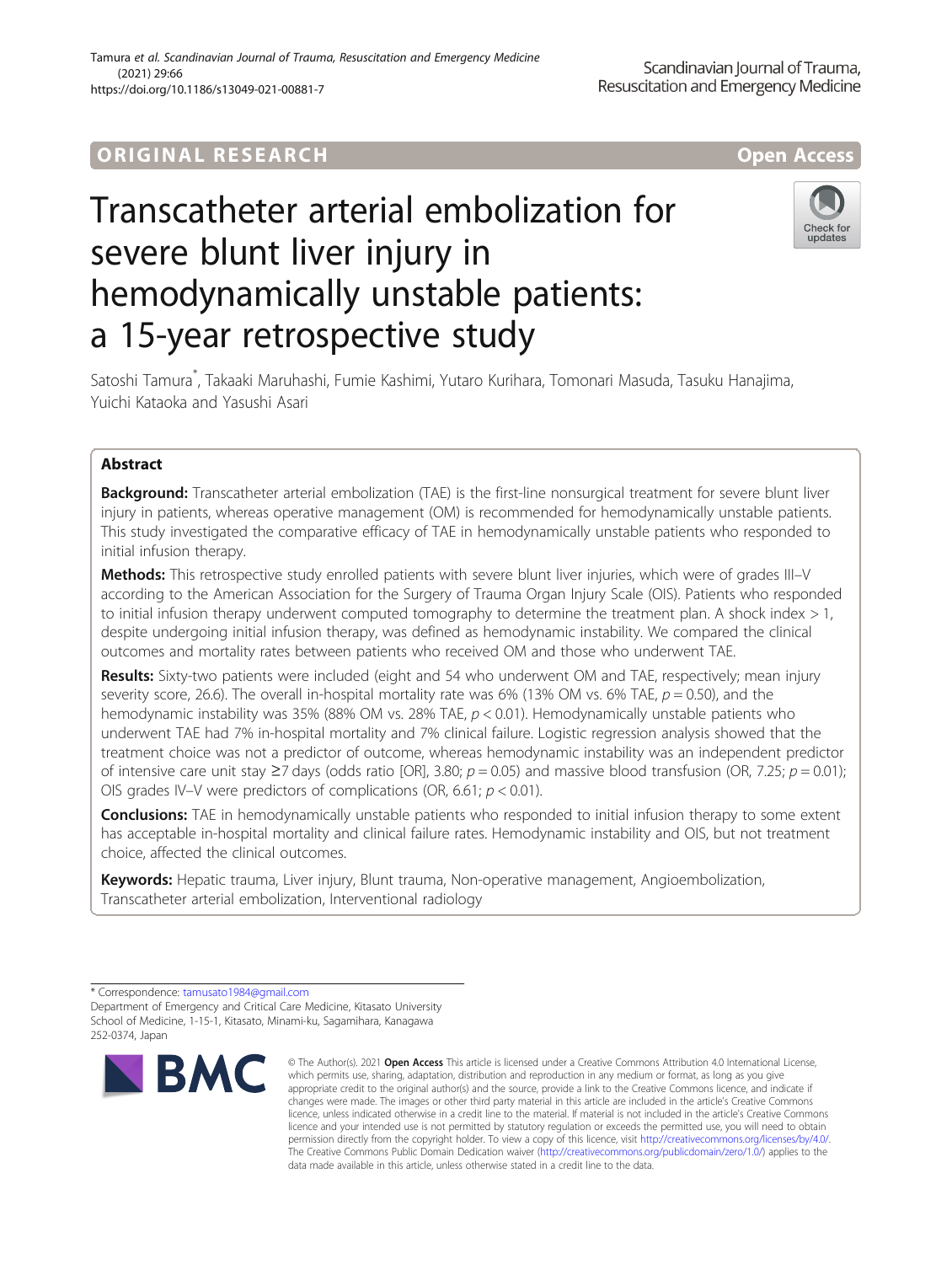ORIGINAL RESEARCH

Open Access

# Transcatheter arterial embolization for severe blunt liver injury in hemodynamically unstable patients: a 15-year retrospective study

Satoshi Tamura*, Takaaki Maruhashi, Fumie Kashimi, Yutaro Kurihara, Tomonari Masuda, Tasuku Hanajima, Yuichi Kataoka and Yasushi Asari

## Abstract

**Background:** Transcatheter arterial embolization (TAE) is the first-line nonsurgical treatment for severe blunt liver injury in patients, whereas operative management (OM) is recommended for hemodynamically unstable patients. This study investigated the comparative efficacy of TAE in hemodynamically unstable patients who responded to initial infusion therapy.

**Methods:** This retrospective study enrolled patients with severe blunt liver injuries, which were of grades III–V according to the American Association for the Surgery of Trauma Organ Injury Scale (OIS). Patients who responded to initial infusion therapy underwent computed tomography to determine the treatment plan. A shock index > 1, despite undergoing initial infusion therapy, was defined as hemodynamic instability. We compared the clinical outcomes and mortality rates between patients who received OM and those who underwent TAE.

**Results:** Sixty-two patients were included (eight and 54 who underwent OM and TAE, respectively; mean injury severity score, 26.6). The overall in-hospital mortality rate was 6% (13% OM vs. 6% TAE, $p = 0.50$), and the hemodynamic instability was 35% (88% OM vs. 28% TAE, $p < 0.01$). Hemodynamically unstable patients who underwent TAE had 7% in-hospital mortality and 7% clinical failure. Logistic regression analysis showed that the treatment choice was not a predictor of outcome, whereas hemodynamic instability was an independent predictor of intensive care unit stay ≥7 days (odds ratio [OR], 3.80; $p = 0.05$) and massive blood transfusion (OR, 7.25; $p = 0.01$); OIS grades IV–V were predictors of complications (OR, 6.61; $p < 0.01$).

**Conclusions:** TAE in hemodynamically unstable patients who responded to initial infusion therapy to some extent has acceptable in-hospital mortality and clinical failure rates. Hemodynamic instability and OIS, but not treatment choice, affected the clinical outcomes.

**Keywords:** Hepatic trauma, Liver injury, Blunt trauma, Non-operative management, Angioembolization, Transcatheter arterial embolization, Interventional radiology

\* Correspondence: tamusato1984@gmail.com
Department of Emergency and Critical Care Medicine, Kitasato University School of Medicine, 1-15-1, Kitasato, Minami-ku, Sagamihara, Kanagawa 252-0374, Japan

© The Author(s). 2021 **Open Access** This article is licensed under a Creative Commons Attribution 4.0 International License, which permits use, sharing, adaptation, distribution and reproduction in any medium or format, as long as you give appropriate credit to the original author(s) and the source, provide a link to the Creative Commons licence, and indicate if changes were made. The images or other third party material in this article are included in the article's Creative Commons licence, unless indicated otherwise in a credit line to the material. If material is not included in the article's Creative Commons licence and your intended use is not permitted by statutory regulation or exceeds the permitted use, you will need to obtain permission directly from the copyright holder. To view a copy of this licence, visit http://creativecommons.org/licenses/by/4.0/. The Creative Commons Public Domain Dedication waiver (http://creativecommons.org/publicdomain/zero/1.0/) applies to the data made available in this article, unless otherwise stated in a credit line to the data.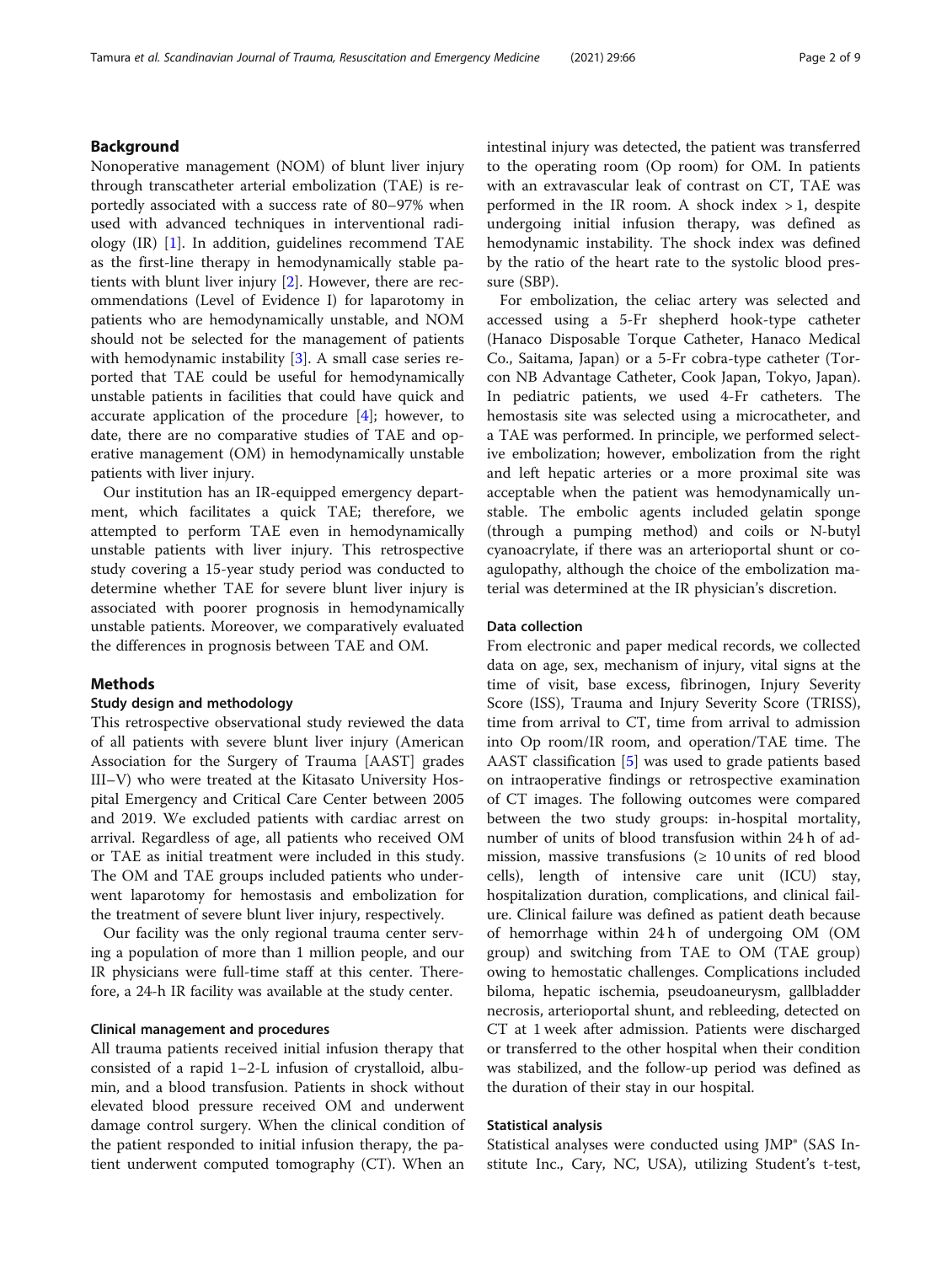## Background

Nonoperative management (NOM) of blunt liver injury through transcatheter arterial embolization (TAE) is reportedly associated with a success rate of 80–97% when used with advanced techniques in interventional radiology (IR) [1]. In addition, guidelines recommend TAE as the first-line therapy in hemodynamically stable patients with blunt liver injury [2]. However, there are recommendations (Level of Evidence I) for laparotomy in patients who are hemodynamically unstable, and NOM should not be selected for the management of patients with hemodynamic instability [3]. A small case series reported that TAE could be useful for hemodynamically unstable patients in facilities that could have quick and accurate application of the procedure [4]; however, to date, there are no comparative studies of TAE and operative management (OM) in hemodynamically unstable patients with liver injury.

Our institution has an IR-equipped emergency department, which facilitates a quick TAE; therefore, we attempted to perform TAE even in hemodynamically unstable patients with liver injury. This retrospective study covering a 15-year study period was conducted to determine whether TAE for severe blunt liver injury is associated with poorer prognosis in hemodynamically unstable patients. Moreover, we comparatively evaluated the differences in prognosis between TAE and OM.

## Methods

### Study design and methodology

This retrospective observational study reviewed the data of all patients with severe blunt liver injury (American Association for the Surgery of Trauma [AAST] grades III–V) who were treated at the Kitasato University Hospital Emergency and Critical Care Center between 2005 and 2019. We excluded patients with cardiac arrest on arrival. Regardless of age, all patients who received OM or TAE as initial treatment were included in this study. The OM and TAE groups included patients who underwent laparotomy for hemostasis and embolization for the treatment of severe blunt liver injury, respectively.

Our facility was the only regional trauma center serving a population of more than 1 million people, and our IR physicians were full-time staff at this center. Therefore, a 24-h IR facility was available at the study center.

### Clinical management and procedures

All trauma patients received initial infusion therapy that consisted of a rapid 1–2-L infusion of crystalloid, albumin, and a blood transfusion. Patients in shock without elevated blood pressure received OM and underwent damage control surgery. When the clinical condition of the patient responded to initial infusion therapy, the patient underwent computed tomography (CT). When an intestinal injury was detected, the patient was transferred to the operating room (Op room) for OM. In patients with an extravascular leak of contrast on CT, TAE was performed in the IR room. A shock index > 1, despite undergoing initial infusion therapy, was defined as hemodynamic instability. The shock index was defined by the ratio of the heart rate to the systolic blood pressure (SBP).

For embolization, the celiac artery was selected and accessed using a 5-Fr shepherd hook-type catheter (Hanaco Disposable Torque Catheter, Hanaco Medical Co., Saitama, Japan) or a 5-Fr cobra-type catheter (Torcon NB Advantage Catheter, Cook Japan, Tokyo, Japan). In pediatric patients, we used 4-Fr catheters. The hemostasis site was selected using a microcatheter, and a TAE was performed. In principle, we performed selective embolization; however, embolization from the right and left hepatic arteries or a more proximal site was acceptable when the patient was hemodynamically unstable. The embolic agents included gelatin sponge (through a pumping method) and coils or N-butyl cyanoacrylate, if there was an arterioportal shunt or coagulopathy, although the choice of the embolization material was determined at the IR physician's discretion.

### Data collection

From electronic and paper medical records, we collected data on age, sex, mechanism of injury, vital signs at the time of visit, base excess, fibrinogen, Injury Severity Score (ISS), Trauma and Injury Severity Score (TRISS), time from arrival to CT, time from arrival to admission into Op room/IR room, and operation/TAE time. The AAST classification [5] was used to grade patients based on intraoperative findings or retrospective examination of CT images. The following outcomes were compared between the two study groups: in-hospital mortality, number of units of blood transfusion within 24 h of admission, massive transfusions (≥ 10 units of red blood cells), length of intensive care unit (ICU) stay, hospitalization duration, complications, and clinical failure. Clinical failure was defined as patient death because of hemorrhage within 24 h of undergoing OM (OM group) and switching from TAE to OM (TAE group) owing to hemostatic challenges. Complications included biloma, hepatic ischemia, pseudoaneurysm, gallbladder necrosis, arterioportal shunt, and rebleeding, detected on CT at 1 week after admission. Patients were discharged or transferred to the other hospital when their condition was stabilized, and the follow-up period was defined as the duration of their stay in our hospital.

### Statistical analysis

Statistical analyses were conducted using JMP® (SAS Institute Inc., Cary, NC, USA), utilizing Student's t-test,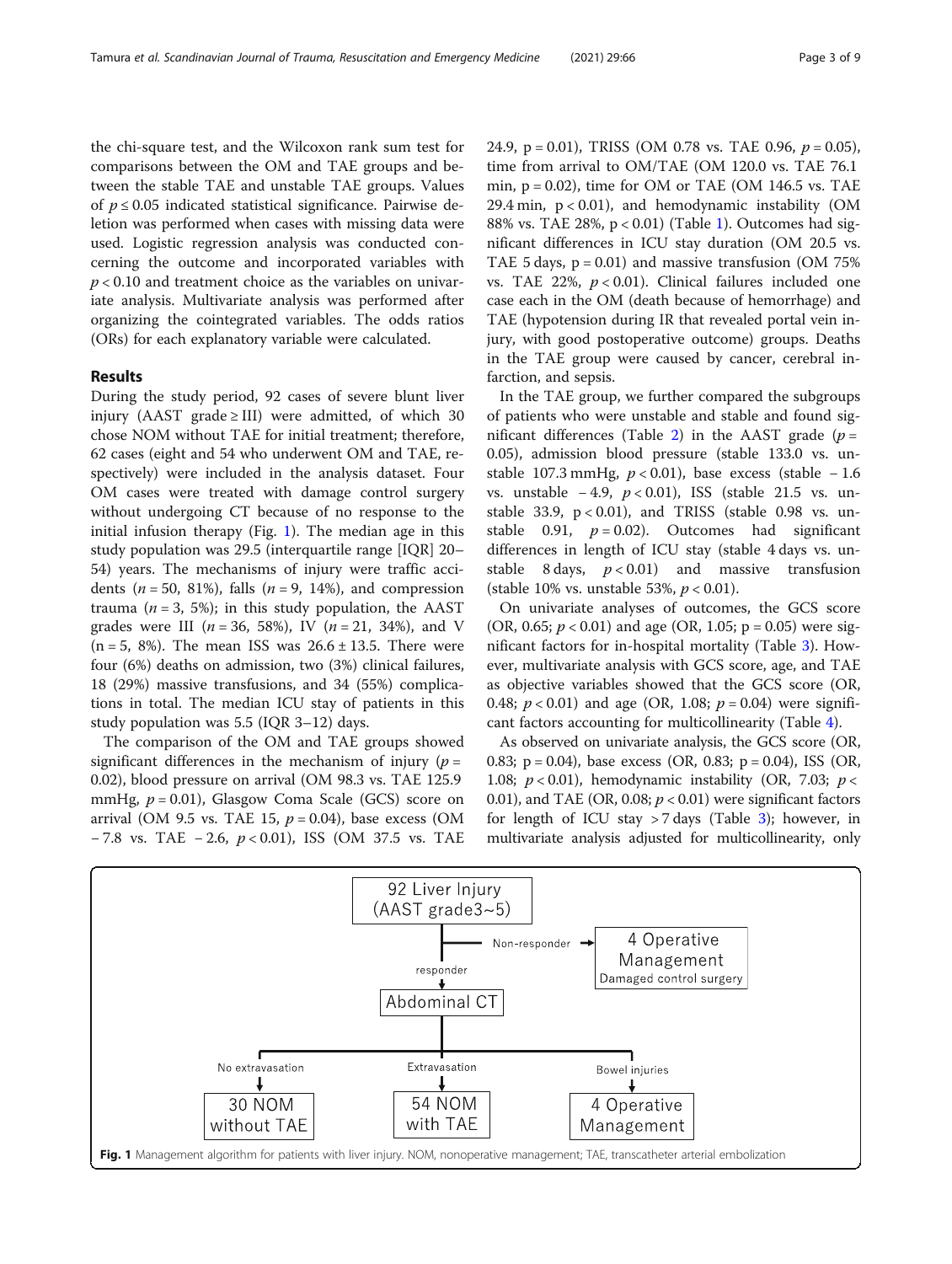the chi-square test, and the Wilcoxon rank sum test for comparisons between the OM and TAE groups and between the stable TAE and unstable TAE groups. Values of $p \leq 0.05$ indicated statistical significance. Pairwise deletion was performed when cases with missing data were used. Logistic regression analysis was conducted concerning the outcome and incorporated variables with $p < 0.10$ and treatment choice as the variables on univariate analysis. Multivariate analysis was performed after organizing the cointegrated variables. The odds ratios (ORs) for each explanatory variable were calculated.

## Results

During the study period, 92 cases of severe blunt liver injury (AAST grade ≥ III) were admitted, of which 30 chose NOM without TAE for initial treatment; therefore, 62 cases (eight and 54 who underwent OM and TAE, respectively) were included in the analysis dataset. Four OM cases were treated with damage control surgery without undergoing CT because of no response to the initial infusion therapy (Fig. 1). The median age in this study population was 29.5 (interquartile range [IQR] 20–54) years. The mechanisms of injury were traffic accidents ($n = 50$, 81%), falls ($n = 9$, 14%), and compression trauma ($n = 3$, 5%); in this study population, the AAST grades were III ($n = 36$, 58%), IV ($n = 21$, 34%), and V ($n = 5$, 8%). The mean ISS was 26.6 ± 13.5. There were four (6%) deaths on admission, two (3%) clinical failures, 18 (29%) massive transfusions, and 34 (55%) complications in total. The median ICU stay of patients in this study population was 5.5 (IQR 3–12) days.

The comparison of the OM and TAE groups showed significant differences in the mechanism of injury ($p = 0.02$), blood pressure on arrival (OM 98.3 vs. TAE 125.9 mmHg, $p = 0.01$), Glasgow Coma Scale (GCS) score on arrival (OM 9.5 vs. TAE 15, $p = 0.04$), base excess (OM −7.8 vs. TAE −2.6, $p < 0.01$), ISS (OM 37.5 vs. TAE 24.9, $p = 0.01$), TRISS (OM 0.78 vs. TAE 0.96, $p = 0.05$), time from arrival to OM/TAE (OM 120.0 vs. TAE 76.1 min, $p = 0.02$), time for OM or TAE (OM 146.5 vs. TAE 29.4 min, $p < 0.01$), and hemodynamic instability (OM 88% vs. TAE 28%, $p < 0.01$) (Table 1). Outcomes had significant differences in ICU stay duration (OM 20.5 vs. TAE 5 days, $p = 0.01$) and massive transfusion (OM 75% vs. TAE 22%, $p < 0.01$). Clinical failures included one case each in the OM (death because of hemorrhage) and TAE (hypotension during IR that revealed portal vein injury, with good postoperative outcome) groups. Deaths in the TAE group were caused by cancer, cerebral infarction, and sepsis.

In the TAE group, we further compared the subgroups of patients who were unstable and stable and found significant differences (Table 2) in the AAST grade ($p = 0.05$), admission blood pressure (stable 133.0 vs. unstable 107.3 mmHg, $p < 0.01$), base excess (stable −1.6 vs. unstable −4.9, $p < 0.01$), ISS (stable 21.5 vs. unstable 33.9, $p < 0.01$), and TRISS (stable 0.98 vs. unstable 0.91, $p = 0.02$). Outcomes had significant differences in length of ICU stay (stable 4 days vs. unstable 8 days, $p < 0.01$) and massive transfusion (stable 10% vs. unstable 53%, $p < 0.01$).

On univariate analyses of outcomes, the GCS score (OR, 0.65; $p < 0.01$) and age (OR, 1.05; $p = 0.05$) were significant factors for in-hospital mortality (Table 3). However, multivariate analysis with GCS score, age, and TAE as objective variables showed that the GCS score (OR, 0.48; $p < 0.01$) and age (OR, 1.08; $p = 0.04$) were significant factors accounting for multicollinearity (Table 4).

As observed on univariate analysis, the GCS score (OR, 0.83; $p = 0.04$), base excess (OR, 0.83; $p = 0.04$), ISS (OR, 1.08; $p < 0.01$), hemodynamic instability (OR, 7.03; $p < 0.01$), and TAE (OR, 0.08; $p < 0.01$) were significant factors for length of ICU stay > 7 days (Table 3); however, in multivariate analysis adjusted for multicollinearity, only

92 Liver Injury
(AAST grade3~5)
Non-responder
4 Operative Management
Damaged control surgery
responder
Abdominal CT
No extravasation
Extravasation
Bowel injuries
30 NOM without TAE
54 NOM with TAE
4 Operative Management

**Fig. 1** Management algorithm for patients with liver injury. NOM, nonoperative management; TAE, transcatheter arterial embolization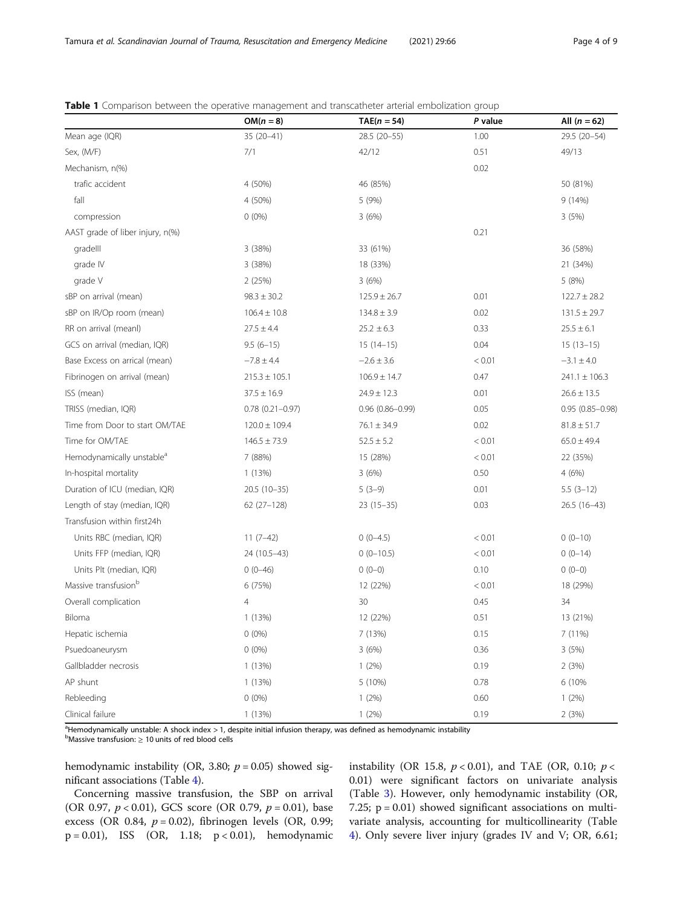**Table 1** Comparison between the operative management and transcatheter arterial embolization group

| | OM(n = 8) | TAE(n = 54) | P value | All (n = 62) |
|---|---|---|---|---|
| Mean age (IQR) | 35 (20–41) | 28.5 (20–55) | 1.00 | 29.5 (20–54) |
| Sex, (M/F) | 7/1 | 42/12 | 0.51 | 49/13 |
| Mechanism, n(%) | | | 0.02 | |
| trafic accident | 4 (50%) | 46 (85%) | | 50 (81%) |
| fall | 4 (50%) | 5 (9%) | | 9 (14%) |
| compression | 0 (0%) | 3 (6%) | | 3 (5%) |
| AAST grade of liber injury, n(%) | | | 0.21 | |
| gradeIII | 3 (38%) | 33 (61%) | | 36 (58%) |
| grade IV | 3 (38%) | 18 (33%) | | 21 (34%) |
| grade V | 2 (25%) | 3 (6%) | | 5 (8%) |
| sBP on arrival (mean) | 98.3 ± 30.2 | 125.9 ± 26.7 | 0.01 | 122.7 ± 28.2 |
| sBP on IR/Op room (mean) | 106.4 ± 10.8 | 134.8 ± 3.9 | 0.02 | 131.5 ± 29.7 |
| RR on arrival (meanl) | 27.5 ± 4.4 | 25.2 ± 6.3 | 0.33 | 25.5 ± 6.1 |
| GCS on arrival (median, IQR) | 9.5 (6–15) | 15 (14–15) | 0.04 | 15 (13–15) |
| Base Excess on arrical (mean) | −7.8 ± 4.4 | −2.6 ± 3.6 | < 0.01 | −3.1 ± 4.0 |
| Fibrinogen on arrival (mean) | 215.3 ± 105.1 | 106.9 ± 14.7 | 0.47 | 241.1 ± 106.3 |
| ISS (mean) | 37.5 ± 16.9 | 24.9 ± 12.3 | 0.01 | 26.6 ± 13.5 |
| TRISS (median, IQR) | 0.78 (0.21–0.97) | 0.96 (0.86–0.99) | 0.05 | 0.95 (0.85–0.98) |
| Time from Door to start OM/TAE | 120.0 ± 109.4 | 76.1 ± 34.9 | 0.02 | 81.8 ± 51.7 |
| Time for OM/TAE | 146.5 ± 73.9 | 52.5 ± 5.2 | < 0.01 | 65.0 ± 49.4 |
| Hemodynamically unstable[a] | 7 (88%) | 15 (28%) | < 0.01 | 22 (35%) |
| In-hospital mortality | 1 (13%) | 3 (6%) | 0.50 | 4 (6%) |
| Duration of ICU (median, IQR) | 20.5 (10–35) | 5 (3–9) | 0.01 | 5.5 (3–12) |
| Length of stay (median, IQR) | 62 (27–128) | 23 (15–35) | 0.03 | 26.5 (16–43) |
| Transfusion within first24h | | | | |
| Units RBC (median, IQR) | 11 (7–42) | 0 (0–4.5) | < 0.01 | 0 (0–10) |
| Units FFP (median, IQR) | 24 (10.5–43) | 0 (0–10.5) | < 0.01 | 0 (0–14) |
| Units Plt (median, IQR) | 0 (0–46) | 0 (0–0) | 0.10 | 0 (0–0) |
| Massive transfusion[b] | 6 (75%) | 12 (22%) | < 0.01 | 18 (29%) |
| Overall complication | 4 | 30 | 0.45 | 34 |
| Biloma | 1 (13%) | 12 (22%) | 0.51 | 13 (21%) |
| Hepatic ischemia | 0 (0%) | 7 (13%) | 0.15 | 7 (11%) |
| Psuedoaneurysm | 0 (0%) | 3 (6%) | 0.36 | 3 (5%) |
| Gallbladder necrosis | 1 (13%) | 1 (2%) | 0.19 | 2 (3%) |
| AP shunt | 1 (13%) | 5 (10%) | 0.78 | 6 (10% |
| Rebleeding | 0 (0%) | 1 (2%) | 0.60 | 1 (2%) |
| Clinical failure | 1 (13%) | 1 (2%) | 0.19 | 2 (3%) |

[a]Hemodynamically unstable: A shock index > 1, despite initial infusion therapy, was defined as hemodynamic instability
[b]Massive transfusion: ≥ 10 units of red blood cells

hemodynamic instability (OR, 3.80; $p = 0.05$) showed significant associations (Table 4).

Concerning massive transfusion, the SBP on arrival (OR 0.97, $p < 0.01$), GCS score (OR 0.79, $p = 0.01$), base excess (OR 0.84, $p = 0.02$), fibrinogen levels (OR, 0.99; $p = 0.01$), ISS (OR, 1.18; $p < 0.01$), hemodynamic instability (OR 15.8, $p < 0.01$), and TAE (OR, 0.10; $p < 0.01$) were significant factors on univariate analysis (Table 3). However, only hemodynamic instability (OR, 7.25; $p = 0.01$) showed significant associations on multivariate analysis, accounting for multicollinearity (Table 4). Only severe liver injury (grades IV and V; OR, 6.61;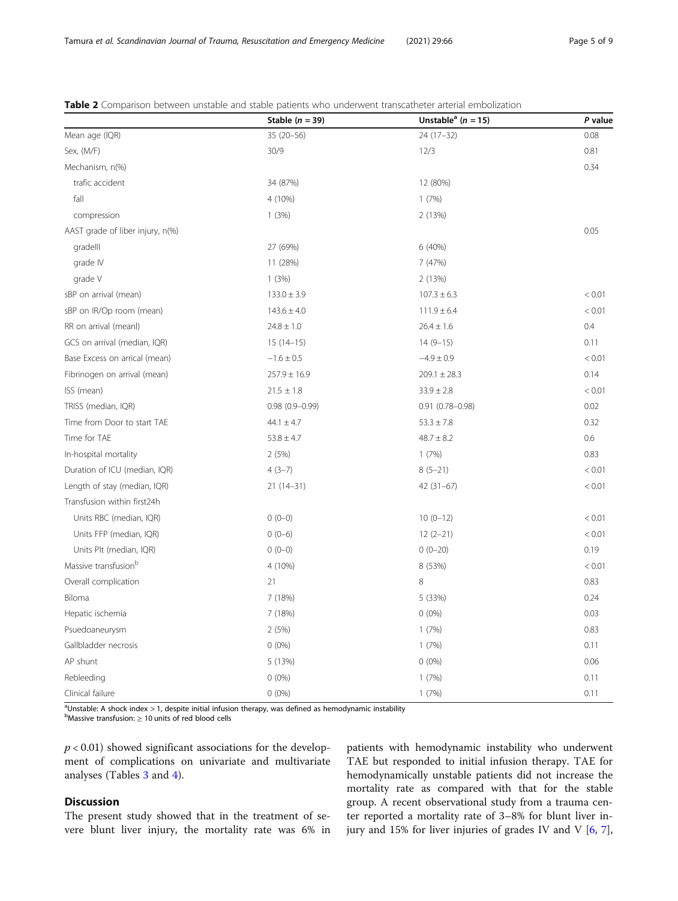**Table 2** Comparison between unstable and stable patients who underwent transcatheter arterial embolization

| | Stable ($n = 39$) | Unstable[a] ($n = 15$) | *P* value |
|---|---|---|---|
| Mean age (IQR) | 35 (20–56) | 24 (17–32) | 0.08 |
| Sex, (M/F) | 30/9 | 12/3 | 0.81 |
| Mechanism, n(%) | | | 0.34 |
| trafic accident | 34 (87%) | 12 (80%) | |
| fall | 4 (10%) | 1 (7%) | |
| compression | 1 (3%) | 2 (13%) | |
| AAST grade of liber injury, n(%) | | | 0.05 |
| gradeIII | 27 (69%) | 6 (40%) | |
| grade IV | 11 (28%) | 7 (47%) | |
| grade V | 1 (3%) | 2 (13%) | |
| sBP on arrival (mean) | 133.0 ± 3.9 | 107.3 ± 6.3 | < 0.01 |
| sBP on IR/Op room (mean) | 143.6 ± 4.0 | 111.9 ± 6.4 | < 0.01 |
| RR on arrival (meanl) | 24.8 ± 1.0 | 26.4 ± 1.6 | 0.4 |
| GCS on arrival (median, IQR) | 15 (14–15) | 14 (9–15) | 0.11 |
| Base Excess on arrical (mean) | −1.6 ± 0.5 | −4.9 ± 0.9 | < 0.01 |
| Fibrinogen on arrival (mean) | 257.9 ± 16.9 | 209.1 ± 28.3 | 0.14 |
| ISS (mean) | 21.5 ± 1.8 | 33.9 ± 2.8 | < 0.01 |
| TRISS (median, IQR) | 0.98 (0.9–0.99) | 0.91 (0.78–0.98) | 0.02 |
| Time from Door to start TAE | 44.1 ± 4.7 | 53.3 ± 7.8 | 0.32 |
| Time for TAE | 53.8 ± 4.7 | 48.7 ± 8.2 | 0.6 |
| In-hospital mortality | 2 (5%) | 1 (7%) | 0.83 |
| Duration of ICU (median, IQR) | 4 (3–7) | 8 (5–21) | < 0.01 |
| Length of stay (median, IQR) | 21 (14–31) | 42 (31–67) | < 0.01 |
| Transfusion within first24h | | | |
| Units RBC (median, IQR) | 0 (0–0) | 10 (0–12) | < 0.01 |
| Units FFP (median, IQR) | 0 (0–6) | 12 (2–21) | < 0.01 |
| Units Plt (median, IQR) | 0 (0–0) | 0 (0–20) | 0.19 |
| Massive transfusion[b] | 4 (10%) | 8 (53%) | < 0.01 |
| Overall complication | 21 | 8 | 0.83 |
| Biloma | 7 (18%) | 5 (33%) | 0.24 |
| Hepatic ischemia | 7 (18%) | 0 (0%) | 0.03 |
| Psuedoaneurysm | 2 (5%) | 1 (7%) | 0.83 |
| Gallbladder necrosis | 0 (0%) | 1 (7%) | 0.11 |
| AP shunt | 5 (13%) | 0 (0%) | 0.06 |
| Rebleeding | 0 (0%) | 1 (7%) | 0.11 |
| Clinical failure | 0 (0%) | 1 (7%) | 0.11 |

[a]Unstable: A shock index > 1, despite initial infusion therapy, was defined as hemodynamic instability
[b]Massive transfusion: ≥ 10 units of red blood cells

$p < 0.01$) showed significant associations for the development of complications on univariate and multivariate analyses (Tables 3 and 4).

## Discussion

The present study showed that in the treatment of severe blunt liver injury, the mortality rate was 6% in patients with hemodynamic instability who underwent TAE but responded to initial infusion therapy. TAE for hemodynamically unstable patients did not increase the mortality rate as compared with that for the stable group. A recent observational study from a trauma center reported a mortality rate of 3–8% for blunt liver injury and 15% for liver injuries of grades IV and V [6, 7],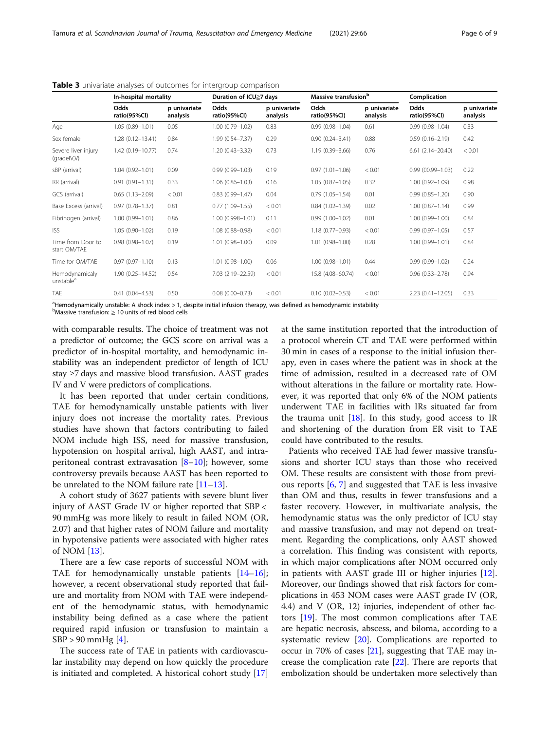**Table 3** univariate analyses of outcomes for intergroup comparison

| | In-hospital mortality | | Duration of ICU≧7 days | | Massive transfusion[b] | | Complication | |
|---|---|---|---|---|---|---|---|---|
| | Odds ratio(95%CI) | p univariate analysis | Odds ratio(95%CI) | p univariate analysis | Odds ratio(95%CI) | p univariate analysis | Odds ratio(95%CI) | p univariate analysis |
| Age | 1.05 (0.89–1.01) | 0.05 | 1.00 (0.79–1.02) | 0.83 | 0.99 (0.98–1.04) | 0.61 | 0.99 (0.98–1.04) | 0.33 |
| Sex female | 1.28 (0.12–13.41) | 0.84 | 1.99 (0.54–7.37) | 0.29 | 0.90 (0.24–3.41) | 0.88 | 0.59 (0.16–2.19) | 0.42 |
| Severe liver injury (gradeIV,V) | 1.42 (0.19–10.77) | 0.74 | 1.20 (0.43–3.32) | 0.73 | 1.19 (0.39–3.66) | 0.76 | 6.61 (2.14–20.40) | < 0.01 |
| sBP (arrival) | 1.04 (0.92–1.01) | 0.09 | 0.99 (0.99–1.03) | 0.19 | 0.97 (1.01–1.06) | < 0.01 | 0.99 (00.99–1.03) | 0.22 |
| RR (arrival) | 0.91 (0.91–1.31) | 0.33 | 1.06 (0.86–1.03) | 0.16 | 1.05 (0.87–1.05) | 0.32 | 1.00 (0.92–1.09) | 0.98 |
| GCS (arrival) | 0.65 (1.13–2.09) | < 0.01 | 0.83 (0.99–1.47) | 0.04 | 0.79 (1.05–1.54) | 0.01 | 0.99 (0.85–1.20) | 0.90 |
| Base Excess (arrival) | 0.97 (0.78–1.37) | 0.81 | 0.77 (1.09–1.55) | < 0.01 | 0.84 (1.02–1.39) | 0.02 | 1.00 (0.87–1.14) | 0.99 |
| Fibrinogen (arrival) | 1.00 (0.99–1.01) | 0.86 | 1.00 (0.998–1.01) | 0.11 | 0.99 (1.00–1.02) | 0.01 | 1.00 (0.99–1.00) | 0.84 |
| ISS | 1.05 (0.90–1.02) | 0.19 | 1.08 (0.88–0.98) | < 0.01 | 1.18 (0.77–0.93) | < 0.01 | 0.99 (0.97–1.05) | 0.57 |
| Time from Door to start OM/TAE | 0.98 (0.98–1.07) | 0.19 | 1.01 (0.98–1.00) | 0.09 | 1.01 (0.98–1.00) | 0.28 | 1.00 (0.99–1.01) | 0.84 |
| Time for OM/TAE | 0.97 (0.97–1.10) | 0.13 | 1.01 (0.98–1.00) | 0.06 | 1.00 (0.98–1.01) | 0.44 | 0.99 (0.99–1.02) | 0.24 |
| Hemodynamicaly unstable[a] | 1.90 (0.25–14.52) | 0.54 | 7.03 (2.19–22.59) | < 0.01 | 15.8 (4.08–60.74) | < 0.01 | 0.96 (0.33–2.78) | 0.94 |
| TAE | 0.41 (0.04–4.53) | 0.50 | 0.08 (0.00–0.73) | < 0.01 | 0.10 (0.02–0.53) | < 0.01 | 2.23 (0.41–12.05) | 0.33 |

[a]Hemodynamically unstable: A shock index > 1, despite initial infusion therapy, was defined as hemodynamic instability
[b]Massive transfusion: ≥ 10 units of red blood cells

with comparable results. The choice of treatment was not a predictor of outcome; the GCS score on arrival was a predictor of in-hospital mortality, and hemodynamic instability was an independent predictor of length of ICU stay ≥7 days and massive blood transfusion. AAST grades IV and V were predictors of complications.

It has been reported that under certain conditions, TAE for hemodynamically unstable patients with liver injury does not increase the mortality rates. Previous studies have shown that factors contributing to failed NOM include high ISS, need for massive transfusion, hypotension on hospital arrival, high AAST, and intraperitoneal contrast extravasation [8–10]; however, some controversy prevails because AAST has been reported to be unrelated to the NOM failure rate [11–13].

A cohort study of 3627 patients with severe blunt liver injury of AAST Grade IV or higher reported that SBP < 90 mmHg was more likely to result in failed NOM (OR, 2.07) and that higher rates of NOM failure and mortality in hypotensive patients were associated with higher rates of NOM [13].

There are a few case reports of successful NOM with TAE for hemodynamically unstable patients [14–16]; however, a recent observational study reported that failure and mortality from NOM with TAE were independent of the hemodynamic status, with hemodynamic instability being defined as a case where the patient required rapid infusion or transfusion to maintain a SBP > 90 mmHg [4].

The success rate of TAE in patients with cardiovascular instability may depend on how quickly the procedure is initiated and completed. A historical cohort study [17] at the same institution reported that the introduction of a protocol wherein CT and TAE were performed within 30 min in cases of a response to the initial infusion therapy, even in cases where the patient was in shock at the time of admission, resulted in a decreased rate of OM without alterations in the failure or mortality rate. However, it was reported that only 6% of the NOM patients underwent TAE in facilities with IRs situated far from the trauma unit [18]. In this study, good access to IR and shortening of the duration from ER visit to TAE could have contributed to the results.

Patients who received TAE had fewer massive transfusions and shorter ICU stays than those who received OM. These results are consistent with those from previous reports [6, 7] and suggested that TAE is less invasive than OM and thus, results in fewer transfusions and a faster recovery. However, in multivariate analysis, the hemodynamic status was the only predictor of ICU stay and massive transfusion, and may not depend on treatment. Regarding the complications, only AAST showed a correlation. This finding was consistent with reports, in which major complications after NOM occurred only in patients with AAST grade III or higher injuries [12]. Moreover, our findings showed that risk factors for complications in 453 NOM cases were AAST grade IV (OR, 4.4) and V (OR, 12) injuries, independent of other factors [19]. The most common complications after TAE are hepatic necrosis, abscess, and biloma, according to a systematic review [20]. Complications are reported to occur in 70% of cases [21], suggesting that TAE may increase the complication rate [22]. There are reports that embolization should be undertaken more selectively than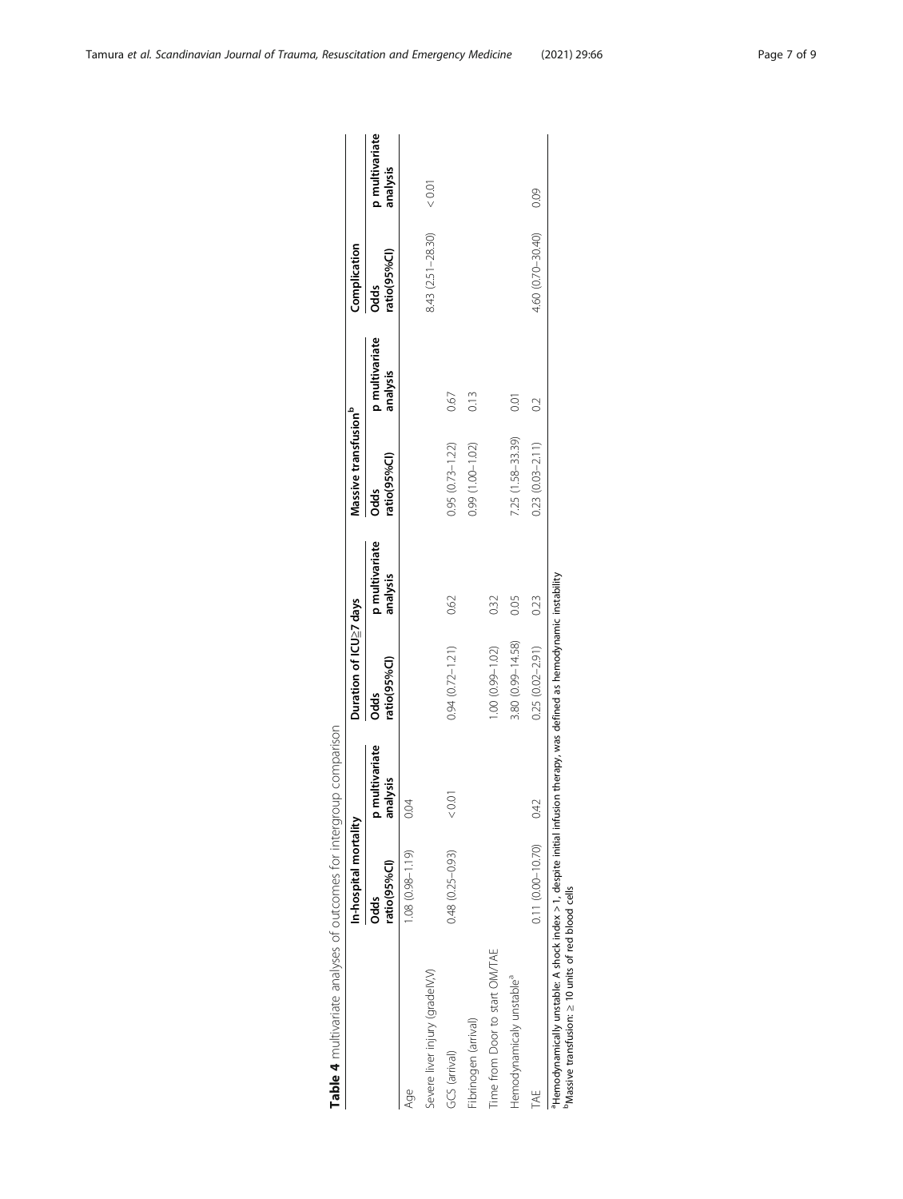**Table 4** multivariate analyses of outcomes for intergroup comparison

| | In-hospital mortality | | Duration of ICU≧7 days | | Massive transfusion[b] | | Complication | |
|---|---|---|---|---|---|---|---|---|
| | Odds ratio(95%CI) | p multivariate analysis | Odds ratio(95%CI) | p multivariate analysis | Odds ratio(95%CI) | p multivariate analysis | Odds ratio(95%CI) | p multivariate analysis |
| Age | 1.08 (0.98–1.19) | 0.04 | | | | | | |
| Severe liver injury (gradeIV,V) | | | | | | | 8.43 (2.51–28.30) | < 0.01 |
| GCS (arrival) | 0.48 (0.25–0.93) | < 0.01 | 0.94 (0.72–1.21) | 0.62 | 0.95 (0.73–1.22) | 0.67 | | |
| Fibrinogen (arrival) | | | | | 0.99 (1.00–1.02) | 0.13 | | |
| Time from Door to start OM/TAE | | | 1.00 (0.99–1.02) | 0.32 | | | | |
| Hemodynamicaly unstable[a] | | | 3.80 (0.99–14.58) | 0.05 | 7.25 (1.58–33.39) | 0.01 | | |
| TAE | 0.11 (0.00–10.70) | 0.42 | 0.25 (0.02–2.91) | 0.23 | 0.23 (0.03–2.11) | 0.2 | 4.60 (0.70–30.40) | 0.09 |

[a]Hemodynamically unstable: A shock index > 1, despite initial infusion therapy, was defined as hemodynamic instability
[b]Massive transfusion: ≥ 10 units of red blood cells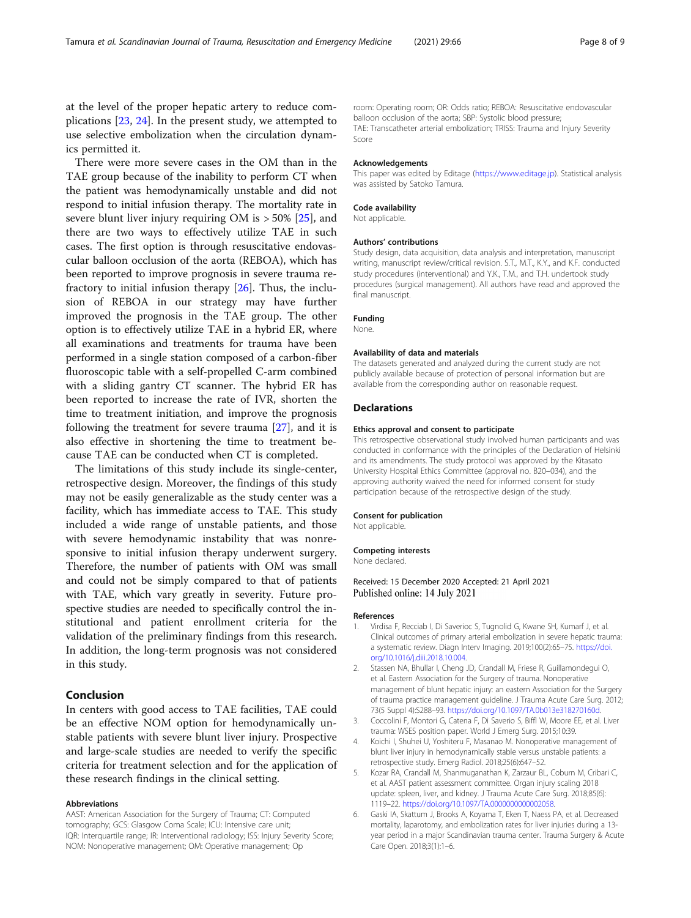at the level of the proper hepatic artery to reduce complications [23, 24]. In the present study, we attempted to use selective embolization when the circulation dynamics permitted it.

There were more severe cases in the OM than in the TAE group because of the inability to perform CT when the patient was hemodynamically unstable and did not respond to initial infusion therapy. The mortality rate in severe blunt liver injury requiring OM is > 50% [25], and there are two ways to effectively utilize TAE in such cases. The first option is through resuscitative endovascular balloon occlusion of the aorta (REBOA), which has been reported to improve prognosis in severe trauma refractory to initial infusion therapy [26]. Thus, the inclusion of REBOA in our strategy may have further improved the prognosis in the TAE group. The other option is to effectively utilize TAE in a hybrid ER, where all examinations and treatments for trauma have been performed in a single station composed of a carbon-fiber fluoroscopic table with a self-propelled C-arm combined with a sliding gantry CT scanner. The hybrid ER has been reported to increase the rate of IVR, shorten the time to treatment initiation, and improve the prognosis following the treatment for severe trauma [27], and it is also effective in shortening the time to treatment because TAE can be conducted when CT is completed.

The limitations of this study include its single-center, retrospective design. Moreover, the findings of this study may not be easily generalizable as the study center was a facility, which has immediate access to TAE. This study included a wide range of unstable patients, and those with severe hemodynamic instability that was nonresponsive to initial infusion therapy underwent surgery. Therefore, the number of patients with OM was small and could not be simply compared to that of patients with TAE, which vary greatly in severity. Future prospective studies are needed to specifically control the institutional and patient enrollment criteria for the validation of the preliminary findings from this research. In addition, the long-term prognosis was not considered in this study.

## Conclusion

In centers with good access to TAE facilities, TAE could be an effective NOM option for hemodynamically unstable patients with severe blunt liver injury. Prospective and large-scale studies are needed to verify the specific criteria for treatment selection and for the application of these research findings in the clinical setting.

#### Abbreviations

AAST: American Association for the Surgery of Trauma; CT: Computed tomography; GCS: Glasgow Coma Scale; ICU: Intensive care unit; IQR: Interquartile range; IR: Interventional radiology; ISS: Injury Severity Score; NOM: Nonoperative management; OM: Operative management; Op room: Operating room; OR: Odds ratio; REBOA: Resuscitative endovascular balloon occlusion of the aorta; SBP: Systolic blood pressure; TAE: Transcatheter arterial embolization; TRISS: Trauma and Injury Severity Score

#### Acknowledgements

This paper was edited by Editage (https://www.editage.jp). Statistical analysis was assisted by Satoko Tamura.

#### Code availability

Not applicable.

#### Authors' contributions

Study design, data acquisition, data analysis and interpretation, manuscript writing, manuscript review/critical revision. S.T., M.T., K.Y., and K.F. conducted study procedures (interventional) and Y.K., T.M., and T.H. undertook study procedures (surgical management). All authors have read and approved the final manuscript.

#### Funding

None.

#### Availability of data and materials

The datasets generated and analyzed during the current study are not publicly available because of protection of personal information but are available from the corresponding author on reasonable request.

### Declarations

#### Ethics approval and consent to participate

This retrospective observational study involved human participants and was conducted in conformance with the principles of the Declaration of Helsinki and its amendments. The study protocol was approved by the Kitasato University Hospital Ethics Committee (approval no. B20–034), and the approving authority waived the need for informed consent for study participation because of the retrospective design of the study.

#### Consent for publication

Not applicable.

#### Competing interests

None declared.

Received: 15 December 2020 Accepted: 21 April 2021
Published online: 14 July 2021

#### References

1. Virdisa F, Recciab I, Di Saverioc S, Tugnolid G, Kwane SH, Kumarf J, et al. Clinical outcomes of primary arterial embolization in severe hepatic trauma: a systematic review. Diagn Interv Imaging. 2019;100(2):65–75. https://doi.org/10.1016/j.diii.2018.10.004.
2. Stassen NA, Bhullar I, Cheng JD, Crandall M, Friese R, Guillamondegui O, et al. Eastern Association for the Surgery of trauma. Nonoperative management of blunt hepatic injury: an eastern Association for the Surgery of trauma practice management guideline. J Trauma Acute Care Surg. 2012; 73(5 Suppl 4):S288–93. https://doi.org/10.1097/TA.0b013e318270160d.
3. Coccolini F, Montori G, Catena F, Di Saverio S, Biffl W, Moore EE, et al. Liver trauma: WSES position paper. World J Emerg Surg. 2015;10:39.
4. Koichi I, Shuhei U, Yoshiteru F, Masanao M. Nonoperative management of blunt liver injury in hemodynamically stable versus unstable patients: a retrospective study. Emerg Radiol. 2018;25(6):647–52.
5. Kozar RA, Crandall M, Shanmuganathan K, Zarzaur BL, Coburn M, Cribari C, et al. AAST patient assessment committee. Organ injury scaling 2018 update: spleen, liver, and kidney. J Trauma Acute Care Surg. 2018;85(6): 1119–22. https://doi.org/10.1097/TA.0000000000002058.
6. Gaski IA, Skattum J, Brooks A, Koyama T, Eken T, Naess PA, et al. Decreased mortality, laparotomy, and embolization rates for liver injuries during a 13-year period in a major Scandinavian trauma center. Trauma Surgery & Acute Care Open. 2018;3(1):1–6.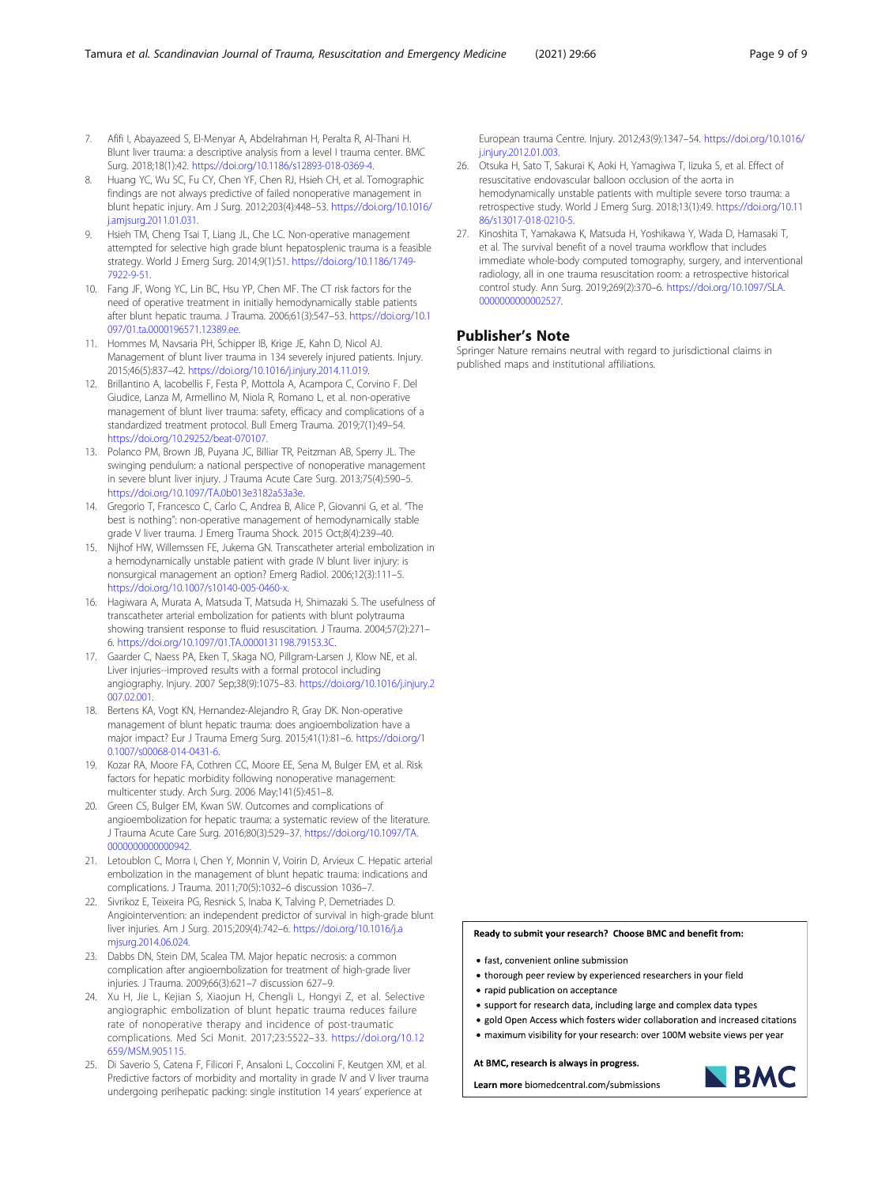7. Afifi I, Abayazeed S, El-Menyar A, Abdelrahman H, Peralta R, Al-Thani H. Blunt liver trauma: a descriptive analysis from a level I trauma center. BMC Surg. 2018;18(1):42. https://doi.org/10.1186/s12893-018-0369-4.
8. Huang YC, Wu SC, Fu CY, Chen YF, Chen RJ, Hsieh CH, et al. Tomographic findings are not always predictive of failed nonoperative management in blunt hepatic injury. Am J Surg. 2012;203(4):448–53. https://doi.org/10.1016/j.amjsurg.2011.01.031.
9. Hsieh TM, Cheng Tsai T, Liang JL, Che LC. Non-operative management attempted for selective high grade blunt hepatosplenic trauma is a feasible strategy. World J Emerg Surg. 2014;9(1):51. https://doi.org/10.1186/1749-7922-9-51.
10. Fang JF, Wong YC, Lin BC, Hsu YP, Chen MF. The CT risk factors for the need of operative treatment in initially hemodynamically stable patients after blunt hepatic trauma. J Trauma. 2006;61(3):547–53. https://doi.org/10.1097/01.ta.0000196571.12389.ee.
11. Hommes M, Navsaria PH, Schipper IB, Krige JE, Kahn D, Nicol AJ. Management of blunt liver trauma in 134 severely injured patients. Injury. 2015;46(5):837–42. https://doi.org/10.1016/j.injury.2014.11.019.
12. Brillantino A, Iacobellis F, Festa P, Mottola A, Acampora C, Corvino F. Del Giudice, Lanza M, Armellino M, Niola R, Romano L, et al. non-operative management of blunt liver trauma: safety, efficacy and complications of a standardized treatment protocol. Bull Emerg Trauma. 2019;7(1):49–54. https://doi.org/10.29252/beat-070107.
13. Polanco PM, Brown JB, Puyana JC, Billiar TR, Peitzman AB, Sperry JL. The swinging pendulum: a national perspective of nonoperative management in severe blunt liver injury. J Trauma Acute Care Surg. 2013;75(4):590–5. https://doi.org/10.1097/TA.0b013e3182a53a3e.
14. Gregorio T, Francesco C, Carlo C, Andrea B, Alice P, Giovanni G, et al. "The best is nothing": non-operative management of hemodynamically stable grade V liver trauma. J Emerg Trauma Shock. 2015 Oct;8(4):239–40.
15. Nijhof HW, Willemssen FE, Jukema GN. Transcatheter arterial embolization in a hemodynamically unstable patient with grade IV blunt liver injury: is nonsurgical management an option? Emerg Radiol. 2006;12(3):111–5. https://doi.org/10.1007/s10140-005-0460-x.
16. Hagiwara A, Murata A, Matsuda T, Matsuda H, Shimazaki S. The usefulness of transcatheter arterial embolization for patients with blunt polytrauma showing transient response to fluid resuscitation. J Trauma. 2004;57(2):271–6. https://doi.org/10.1097/01.TA.0000131198.79153.3C.
17. Gaarder C, Naess PA, Eken T, Skaga NO, Pillgram-Larsen J, Klow NE, et al. Liver injuries--improved results with a formal protocol including angiography. Injury. 2007 Sep;38(9):1075–83. https://doi.org/10.1016/j.injury.2007.02.001.
18. Bertens KA, Vogt KN, Hernandez-Alejandro R, Gray DK. Non-operative management of blunt hepatic trauma: does angioembolization have a major impact? Eur J Trauma Emerg Surg. 2015;41(1):81–6. https://doi.org/10.1007/s00068-014-0431-6.
19. Kozar RA, Moore FA, Cothren CC, Moore EE, Sena M, Bulger EM, et al. Risk factors for hepatic morbidity following nonoperative management: multicenter study. Arch Surg. 2006 May;141(5):451–8.
20. Green CS, Bulger EM, Kwan SW. Outcomes and complications of angioembolization for hepatic trauma: a systematic review of the literature. J Trauma Acute Care Surg. 2016;80(3):529–37. https://doi.org/10.1097/TA.0000000000000942.
21. Letoublon C, Morra I, Chen Y, Monnin V, Voirin D, Arvieux C. Hepatic arterial embolization in the management of blunt hepatic trauma: indications and complications. J Trauma. 2011;70(5):1032–6 discussion 1036–7.
22. Sivrikoz E, Teixeira PG, Resnick S, Inaba K, Talving P, Demetriades D. Angiointervention: an independent predictor of survival in high-grade blunt liver injuries. Am J Surg. 2015;209(4):742–6. https://doi.org/10.1016/j.amjsurg.2014.06.024.
23. Dabbs DN, Stein DM, Scalea TM. Major hepatic necrosis: a common complication after angioembolization for treatment of high-grade liver injuries. J Trauma. 2009;66(3):621–7 discussion 627–9.
24. Xu H, Jie L, Kejian S, Xiaojun H, Chengli L, Hongyi Z, et al. Selective angiographic embolization of blunt hepatic trauma reduces failure rate of nonoperative therapy and incidence of post-traumatic complications. Med Sci Monit. 2017;23:5522–33. https://doi.org/10.12659/MSM.905115.
25. Di Saverio S, Catena F, Filicori F, Ansaloni L, Coccolini F, Keutgen XM, et al. Predictive factors of morbidity and mortality in grade IV and V liver trauma undergoing perihepatic packing: single institution 14 years' experience at European trauma Centre. Injury. 2012;43(9):1347–54. https://doi.org/10.1016/j.injury.2012.01.003.
26. Otsuka H, Sato T, Sakurai K, Aoki H, Yamagiwa T, Iizuka S, et al. Effect of resuscitative endovascular balloon occlusion of the aorta in hemodynamically unstable patients with multiple severe torso trauma: a retrospective study. World J Emerg Surg. 2018;13(1):49. https://doi.org/10.1186/s13017-018-0210-5.
27. Kinoshita T, Yamakawa K, Matsuda H, Yoshikawa Y, Wada D, Hamasaki T, et al. The survival benefit of a novel trauma workflow that includes immediate whole-body computed tomography, surgery, and interventional radiology, all in one trauma resuscitation room: a retrospective historical control study. Ann Surg. 2019;269(2):370–6. https://doi.org/10.1097/SLA.0000000000002527.

## Publisher's Note

Springer Nature remains neutral with regard to jurisdictional claims in published maps and institutional affiliations.

**Ready to submit your research? Choose BMC and benefit from:**

- fast, convenient online submission
- thorough peer review by experienced researchers in your field
- rapid publication on acceptance
- support for research data, including large and complex data types
- gold Open Access which fosters wider collaboration and increased citations
- maximum visibility for your research: over 100M website views per year

**At BMC, research is always in progress.**

**Learn more** biomedcentral.com/submissions